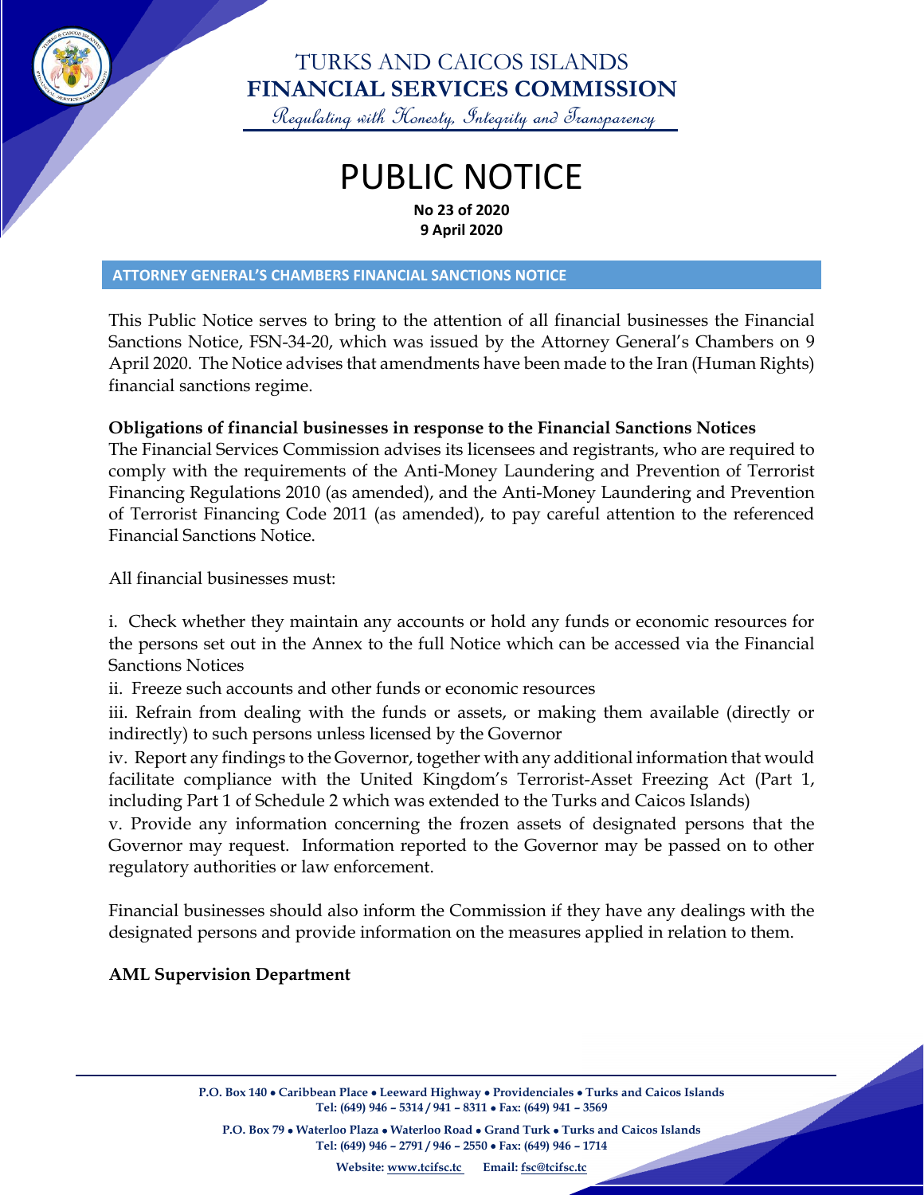# TURKS AND CAICOS ISLANDS
# FINANCIAL SERVICES COMMISSION

*Regulating with Honesty, Integrity and Transparency*

# PUBLIC NOTICE

**No 23 of 2020**
**9 April 2020**

## ATTORNEY GENERAL'S CHAMBERS FINANCIAL SANCTIONS NOTICE

This Public Notice serves to bring to the attention of all financial businesses the Financial Sanctions Notice, FSN-34-20, which was issued by the Attorney General's Chambers on 9 April 2020. The Notice advises that amendments have been made to the Iran (Human Rights) financial sanctions regime.

**Obligations of financial businesses in response to the Financial Sanctions Notices**
The Financial Services Commission advises its licensees and registrants, who are required to comply with the requirements of the Anti-Money Laundering and Prevention of Terrorist Financing Regulations 2010 (as amended), and the Anti-Money Laundering and Prevention of Terrorist Financing Code 2011 (as amended), to pay careful attention to the referenced Financial Sanctions Notice.

All financial businesses must:

i. Check whether they maintain any accounts or hold any funds or economic resources for the persons set out in the Annex to the full Notice which can be accessed via the Financial Sanctions Notices

ii. Freeze such accounts and other funds or economic resources

iii. Refrain from dealing with the funds or assets, or making them available (directly or indirectly) to such persons unless licensed by the Governor

iv. Report any findings to the Governor, together with any additional information that would facilitate compliance with the United Kingdom's Terrorist-Asset Freezing Act (Part 1, including Part 1 of Schedule 2 which was extended to the Turks and Caicos Islands)

v. Provide any information concerning the frozen assets of designated persons that the Governor may request. Information reported to the Governor may be passed on to other regulatory authorities or law enforcement.

Financial businesses should also inform the Commission if they have any dealings with the designated persons and provide information on the measures applied in relation to them.

**AML Supervision Department**

P.O. Box 140 • Caribbean Place • Leeward Highway • Providenciales • Turks and Caicos Islands
Tel: (649) 946 – 5314 / 941 – 8311 • Fax: (649) 941 – 3569

P.O. Box 79 • Waterloo Plaza • Waterloo Road • Grand Turk • Turks and Caicos Islands
Tel: (649) 946 – 2791 / 946 – 2550 • Fax: (649) 946 – 1714

Website: www.tcifsc.tc Email: fsc@tcifsc.tc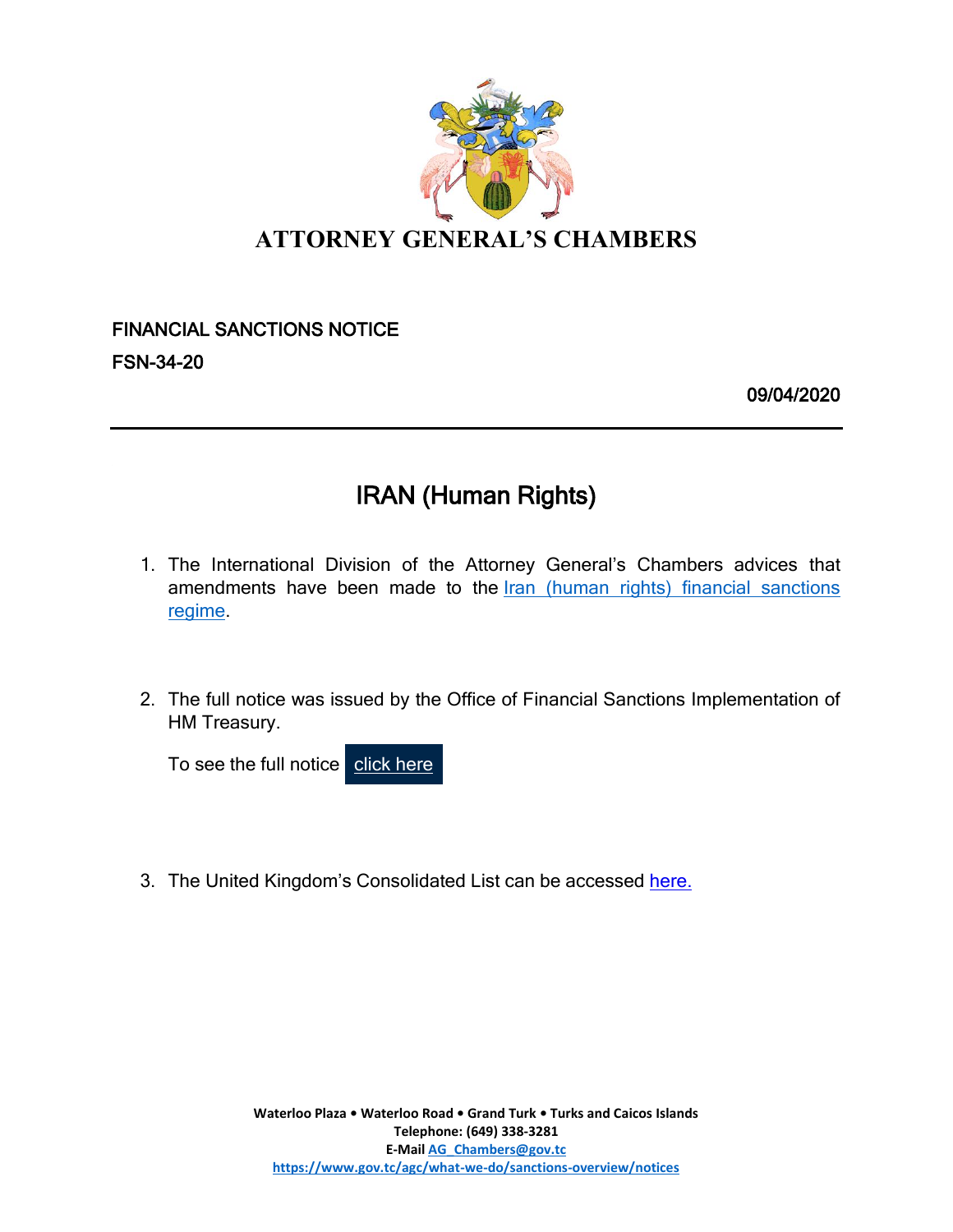# ATTORNEY GENERAL'S CHAMBERS

FINANCIAL SANCTIONS NOTICE

FSN-34-20

09/04/2020

## IRAN (Human Rights)

1. The International Division of the Attorney General's Chambers advices that amendments have been made to the Iran (human rights) financial sanctions regime.

2. The full notice was issued by the Office of Financial Sanctions Implementation of HM Treasury.

   To see the full notice click here

3. The United Kingdom's Consolidated List can be accessed here.

Waterloo Plaza • Waterloo Road • Grand Turk • Turks and Caicos Islands
Telephone: (649) 338-3281
E-Mail AG_Chambers@gov.tc
https://www.gov.tc/agc/what-we-do/sanctions-overview/notices